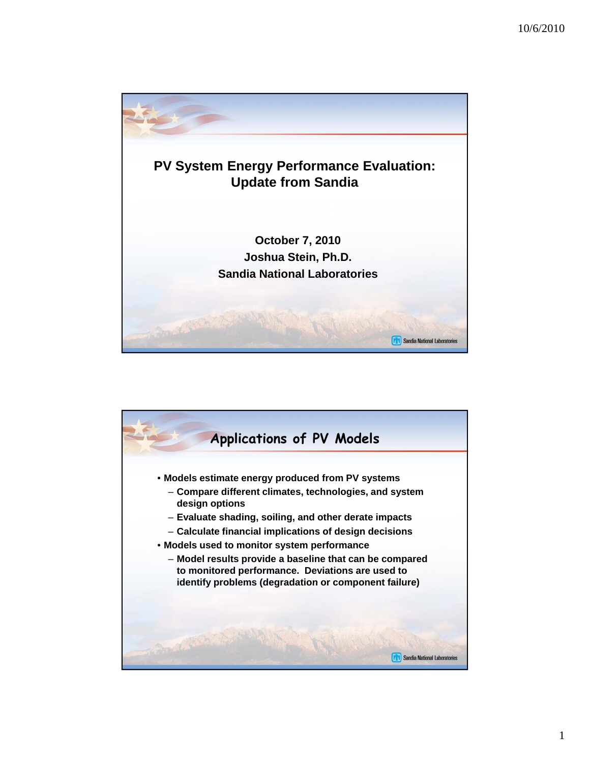# PV System Energy Performance Evaluation: Update from Sandia

**October 7, 2010**
**Joshua Stein, Ph.D.**
**Sandia National Laboratories**

## Applications of PV Models

- **Models estimate energy produced from PV systems**
  - **Compare different climates, technologies, and system design options**
  - **Evaluate shading, soiling, and other derate impacts**
  - **Calculate financial implications of design decisions**
- **Models used to monitor system performance**
  - **Model results provide a baseline that can be compared to monitored performance. Deviations are used to identify problems (degradation or component failure)**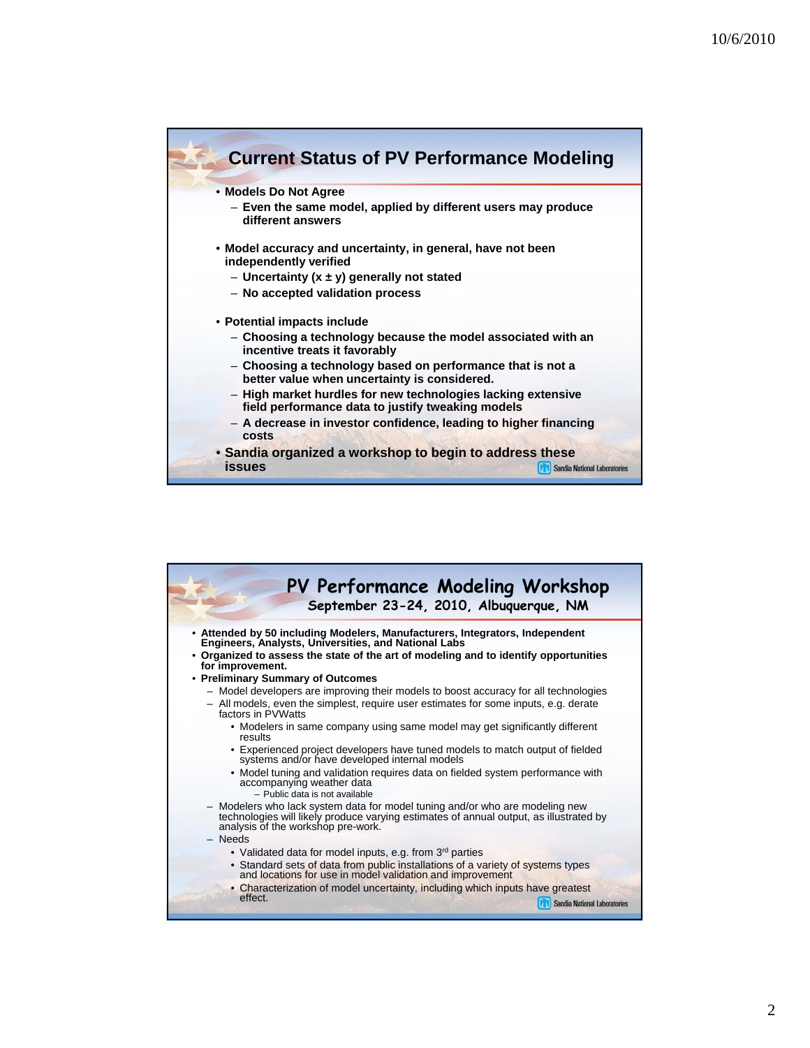## Current Status of PV Performance Modeling

- **Models Do Not Agree**
  - **Even the same model, applied by different users may produce different answers**
- **Model accuracy and uncertainty, in general, have not been independently verified**
  - **Uncertainty (x ± y) generally not stated**
  - **No accepted validation process**
- **Potential impacts include**
  - **Choosing a technology because the model associated with an incentive treats it favorably**
  - **Choosing a technology based on performance that is not a better value when uncertainty is considered.**
  - **High market hurdles for new technologies lacking extensive field performance data to justify tweaking models**
  - **A decrease in investor confidence, leading to higher financing costs**
- **Sandia organized a workshop to begin to address these issues**

## PV Performance Modeling Workshop

### September 23-24, 2010, Albuquerque, NM

- **Attended by 50 including Modelers, Manufacturers, Integrators, Independent Engineers, Analysts, Universities, and National Labs**
- **Organized to assess the state of the art of modeling and to identify opportunities for improvement.**
- **Preliminary Summary of Outcomes**
  - Model developers are improving their models to boost accuracy for all technologies
  - All models, even the simplest, require user estimates for some inputs, e.g. derate factors in PVWatts
    - Modelers in same company using same model may get significantly different results
    - Experienced project developers have tuned models to match output of fielded systems and/or have developed internal models
    - Model tuning and validation requires data on fielded system performance with accompanying weather data
      - Public data is not available
  - Modelers who lack system data for model tuning and/or who are modeling new technologies will likely produce varying estimates of annual output, as illustrated by analysis of the workshop pre-work.
  - Needs
    - Validated data for model inputs, e.g. from 3rd parties
    - Standard sets of data from public installations of a variety of systems types and locations for use in model validation and improvement
    - Characterization of model uncertainty, including which inputs have greatest effect.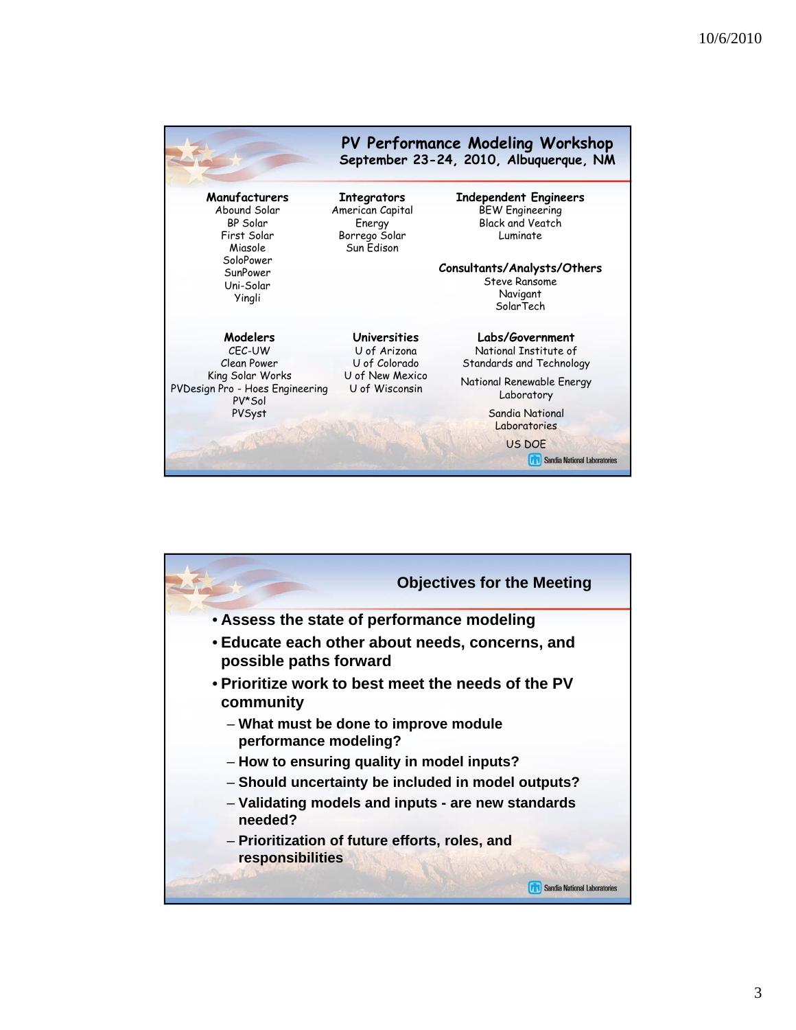## PV Performance Modeling Workshop

**September 23-24, 2010, Albuquerque, NM**

**Manufacturers**
Abound Solar
BP Solar
First Solar
Miasole
SoloPower
SunPower
Uni-Solar
Yingli

**Integrators**
American Capital Energy
Borrego Solar
Sun Edison

**Independent Engineers**
BEW Engineering
Black and Veatch
Luminate

**Consultants/Analysts/Others**
Steve Ransome
Navigant
SolarTech

**Modelers**
CEC-UW
Clean Power
King Solar Works
PVDesign Pro - Hoes Engineering
PV*Sol
PVSyst

**Universities**
U of Arizona
U of Colorado
U of New Mexico
U of Wisconsin

**Labs/Government**
National Institute of Standards and Technology
National Renewable Energy Laboratory
Sandia National Laboratories
US DOE

Sandia National Laboratories

## Objectives for the Meeting

- **Assess the state of performance modeling**
- **Educate each other about needs, concerns, and possible paths forward**
- **Prioritize work to best meet the needs of the PV community**
  - **What must be done to improve module performance modeling?**
  - **How to ensuring quality in model inputs?**
  - **Should uncertainty be included in model outputs?**
  - **Validating models and inputs - are new standards needed?**
  - **Prioritization of future efforts, roles, and responsibilities**

Sandia National Laboratories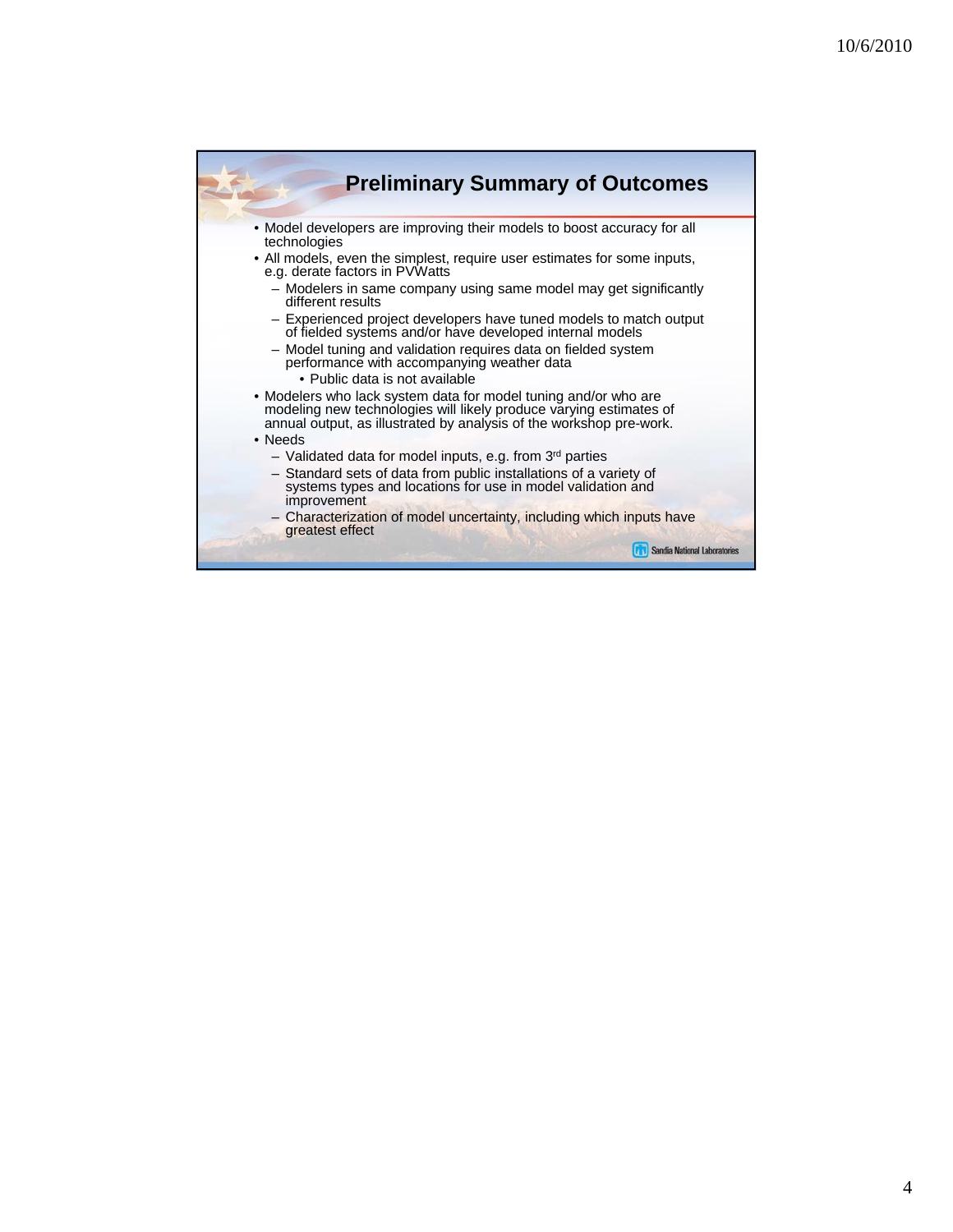## Preliminary Summary of Outcomes

- Model developers are improving their models to boost accuracy for all technologies
- All models, even the simplest, require user estimates for some inputs, e.g. derate factors in PVWatts
  - Modelers in same company using same model may get significantly different results
  - Experienced project developers have tuned models to match output of fielded systems and/or have developed internal models
  - Model tuning and validation requires data on fielded system performance with accompanying weather data
    - Public data is not available
- Modelers who lack system data for model tuning and/or who are modeling new technologies will likely produce varying estimates of annual output, as illustrated by analysis of the workshop pre-work.
- Needs
  - Validated data for model inputs, e.g. from 3rd parties
  - Standard sets of data from public installations of a variety of systems types and locations for use in model validation and improvement
  - Characterization of model uncertainty, including which inputs have greatest effect

Sandia National Laboratories